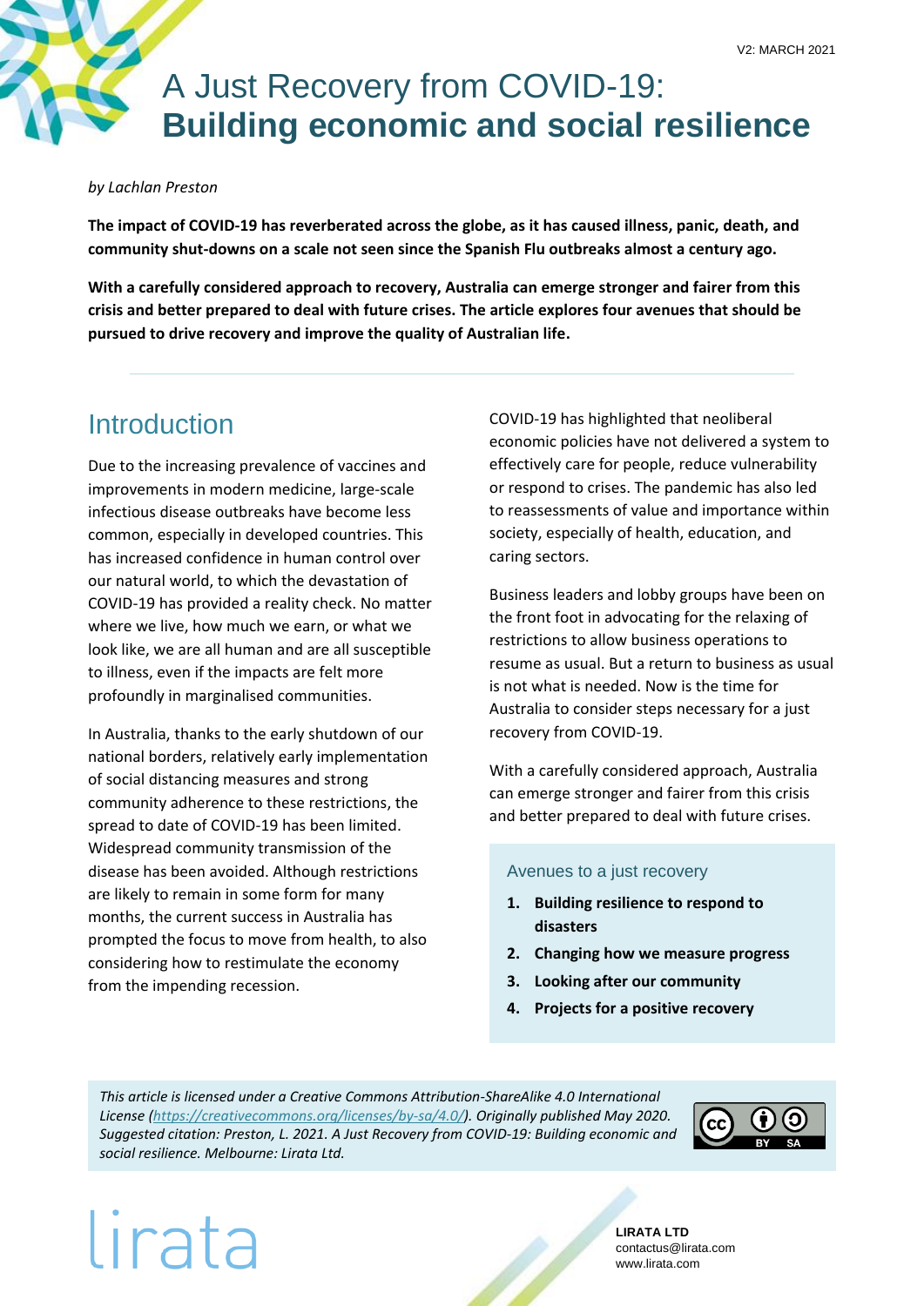V2: MARCH 2021

# A Just Recovery from COVID-19: **Building economic and social resilience**

*by Lachlan Preston*

**The impact of COVID-19 has reverberated across the globe, as it has caused illness, panic, death, and community shut-downs on a scale not seen since the Spanish Flu outbreaks almost a century ago.**

**With a carefully considered approach to recovery, Australia can emerge stronger and fairer from this crisis and better prepared to deal with future crises. The article explores four avenues that should be pursued to drive recovery and improve the quality of Australian life.**

## Introduction

Due to the increasing prevalence of vaccines and improvements in modern medicine, large-scale infectious disease outbreaks have become less common, especially in developed countries. This has increased confidence in human control over our natural world, to which the devastation of COVID-19 has provided a reality check. No matter where we live, how much we earn, or what we look like, we are all human and are all susceptible to illness, even if the impacts are felt more profoundly in marginalised communities.

In Australia, thanks to the early shutdown of our national borders, relatively early implementation of social distancing measures and strong community adherence to these restrictions, the spread to date of COVID-19 has been limited. Widespread community transmission of the disease has been avoided. Although restrictions are likely to remain in some form for many months, the current success in Australia has prompted the focus to move from health, to also considering how to restimulate the economy from the impending recession.

COVID-19 has highlighted that neoliberal economic policies have not delivered a system to effectively care for people, reduce vulnerability or respond to crises. The pandemic has also led to reassessments of value and importance within society, especially of health, education, and caring sectors.

Business leaders and lobby groups have been on the front foot in advocating for the relaxing of restrictions to allow business operations to resume as usual. But a return to business as usual is not what is needed. Now is the time for Australia to consider steps necessary for a just recovery from COVID-19.

With a carefully considered approach, Australia can emerge stronger and fairer from this crisis and better prepared to deal with future crises.

### Avenues to a just recovery

1. **Building resilience to respond to disasters**
2. **Changing how we measure progress**
3. **Looking after our community**
4. **Projects for a positive recovery**

*This article is licensed under a Creative Commons Attribution-ShareAlike 4.0 International License (https://creativecommons.org/licenses/by-sa/4.0/). Originally published May 2020. Suggested citation: Preston, L. 2021. A Just Recovery from COVID-19: Building economic and social resilience. Melbourne: Lirata Ltd.*

lirata

**LIRATA LTD**
contactus@lirata.com
www.lirata.com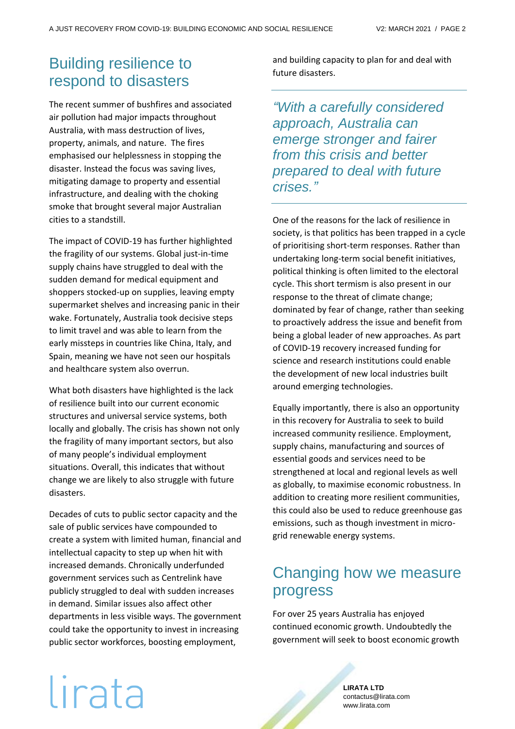## Building resilience to respond to disasters

The recent summer of bushfires and associated air pollution had major impacts throughout Australia, with mass destruction of lives, property, animals, and nature. The fires emphasised our helplessness in stopping the disaster. Instead the focus was saving lives, mitigating damage to property and essential infrastructure, and dealing with the choking smoke that brought several major Australian cities to a standstill.

The impact of COVID-19 has further highlighted the fragility of our systems. Global just-in-time supply chains have struggled to deal with the sudden demand for medical equipment and shoppers stocked-up on supplies, leaving empty supermarket shelves and increasing panic in their wake. Fortunately, Australia took decisive steps to limit travel and was able to learn from the early missteps in countries like China, Italy, and Spain, meaning we have not seen our hospitals and healthcare system also overrun.

What both disasters have highlighted is the lack of resilience built into our current economic structures and universal service systems, both locally and globally. The crisis has shown not only the fragility of many important sectors, but also of many people's individual employment situations. Overall, this indicates that without change we are likely to also struggle with future disasters.

Decades of cuts to public sector capacity and the sale of public services have compounded to create a system with limited human, financial and intellectual capacity to step up when hit with increased demands. Chronically underfunded government services such as Centrelink have publicly struggled to deal with sudden increases in demand. Similar issues also affect other departments in less visible ways. The government could take the opportunity to invest in increasing public sector workforces, boosting employment, and building capacity to plan for and deal with future disasters.

> *"With a carefully considered approach, Australia can emerge stronger and fairer from this crisis and better prepared to deal with future crises."*

One of the reasons for the lack of resilience in society, is that politics has been trapped in a cycle of prioritising short-term responses. Rather than undertaking long-term social benefit initiatives, political thinking is often limited to the electoral cycle. This short termism is also present in our response to the threat of climate change; dominated by fear of change, rather than seeking to proactively address the issue and benefit from being a global leader of new approaches. As part of COVID-19 recovery increased funding for science and research institutions could enable the development of new local industries built around emerging technologies.

Equally importantly, there is also an opportunity in this recovery for Australia to seek to build increased community resilience. Employment, supply chains, manufacturing and sources of essential goods and services need to be strengthened at local and regional levels as well as globally, to maximise economic robustness. In addition to creating more resilient communities, this could also be used to reduce greenhouse gas emissions, such as though investment in micro-grid renewable energy systems.

## Changing how we measure progress

For over 25 years Australia has enjoyed continued economic growth. Undoubtedly the government will seek to boost economic growth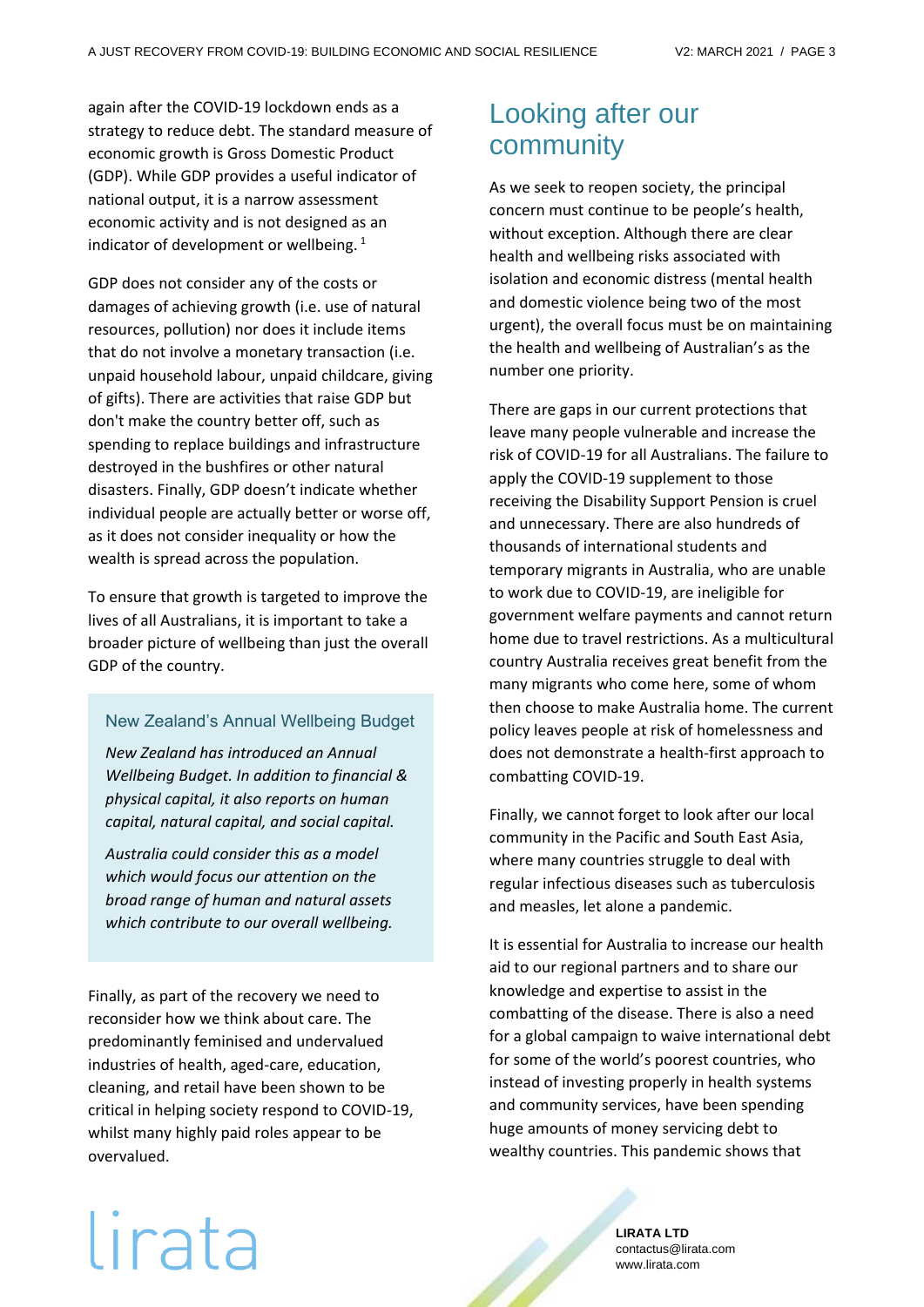again after the COVID-19 lockdown ends as a strategy to reduce debt. The standard measure of economic growth is Gross Domestic Product (GDP). While GDP provides a useful indicator of national output, it is a narrow assessment economic activity and is not designed as an indicator of development or wellbeing. [1]

GDP does not consider any of the costs or damages of achieving growth (i.e. use of natural resources, pollution) nor does it include items that do not involve a monetary transaction (i.e. unpaid household labour, unpaid childcare, giving of gifts). There are activities that raise GDP but don't make the country better off, such as spending to replace buildings and infrastructure destroyed in the bushfires or other natural disasters. Finally, GDP doesn't indicate whether individual people are actually better or worse off, as it does not consider inequality or how the wealth is spread across the population.

To ensure that growth is targeted to improve the lives of all Australians, it is important to take a broader picture of wellbeing than just the overall GDP of the country.

### New Zealand's Annual Wellbeing Budget

*New Zealand has introduced an Annual Wellbeing Budget. In addition to financial & physical capital, it also reports on human capital, natural capital, and social capital.*

*Australia could consider this as a model which would focus our attention on the broad range of human and natural assets which contribute to our overall wellbeing.*

Finally, as part of the recovery we need to reconsider how we think about care. The predominantly feminised and undervalued industries of health, aged-care, education, cleaning, and retail have been shown to be critical in helping society respond to COVID-19, whilst many highly paid roles appear to be overvalued.

## Looking after our community

As we seek to reopen society, the principal concern must continue to be people's health, without exception. Although there are clear health and wellbeing risks associated with isolation and economic distress (mental health and domestic violence being two of the most urgent), the overall focus must be on maintaining the health and wellbeing of Australian's as the number one priority.

There are gaps in our current protections that leave many people vulnerable and increase the risk of COVID-19 for all Australians. The failure to apply the COVID-19 supplement to those receiving the Disability Support Pension is cruel and unnecessary. There are also hundreds of thousands of international students and temporary migrants in Australia, who are unable to work due to COVID-19, are ineligible for government welfare payments and cannot return home due to travel restrictions. As a multicultural country Australia receives great benefit from the many migrants who come here, some of whom then choose to make Australia home. The current policy leaves people at risk of homelessness and does not demonstrate a health-first approach to combatting COVID-19.

Finally, we cannot forget to look after our local community in the Pacific and South East Asia, where many countries struggle to deal with regular infectious diseases such as tuberculosis and measles, let alone a pandemic.

It is essential for Australia to increase our health aid to our regional partners and to share our knowledge and expertise to assist in the combatting of the disease. There is also a need for a global campaign to waive international debt for some of the world's poorest countries, who instead of investing properly in health systems and community services, have been spending huge amounts of money servicing debt to wealthy countries. This pandemic shows that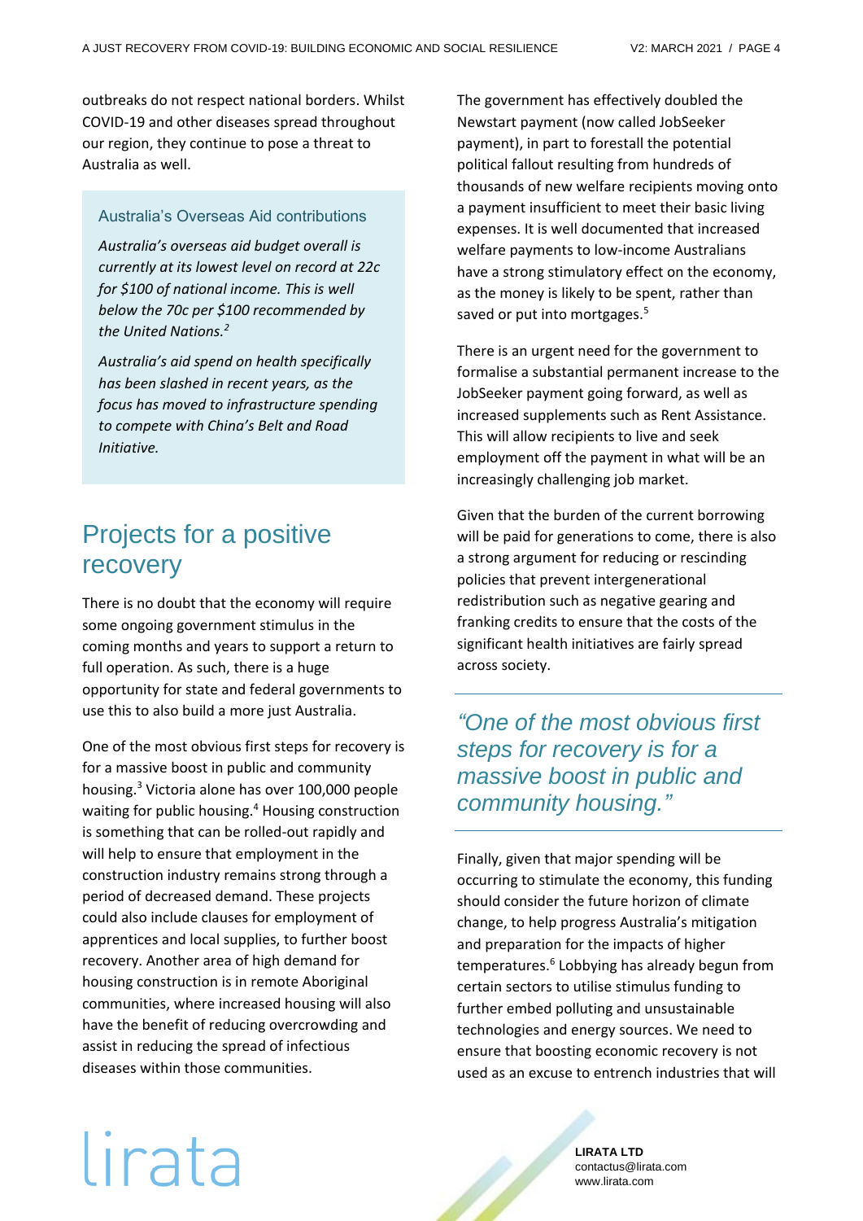outbreaks do not respect national borders. Whilst COVID-19 and other diseases spread throughout our region, they continue to pose a threat to Australia as well.

### Australia's Overseas Aid contributions

*Australia's overseas aid budget overall is currently at its lowest level on record at 22c for $100 of national income. This is well below the 70c per $100 recommended by the United Nations.*[2]

*Australia's aid spend on health specifically has been slashed in recent years, as the focus has moved to infrastructure spending to compete with China's Belt and Road Initiative.*

## Projects for a positive recovery

There is no doubt that the economy will require some ongoing government stimulus in the coming months and years to support a return to full operation. As such, there is a huge opportunity for state and federal governments to use this to also build a more just Australia.

One of the most obvious first steps for recovery is for a massive boost in public and community housing.[3] Victoria alone has over 100,000 people waiting for public housing.[4] Housing construction is something that can be rolled-out rapidly and will help to ensure that employment in the construction industry remains strong through a period of decreased demand. These projects could also include clauses for employment of apprentices and local supplies, to further boost recovery. Another area of high demand for housing construction is in remote Aboriginal communities, where increased housing will also have the benefit of reducing overcrowding and assist in reducing the spread of infectious diseases within those communities.

The government has effectively doubled the Newstart payment (now called JobSeeker payment), in part to forestall the potential political fallout resulting from hundreds of thousands of new welfare recipients moving onto a payment insufficient to meet their basic living expenses. It is well documented that increased welfare payments to low-income Australians have a strong stimulatory effect on the economy, as the money is likely to be spent, rather than saved or put into mortgages.[5]

There is an urgent need for the government to formalise a substantial permanent increase to the JobSeeker payment going forward, as well as increased supplements such as Rent Assistance. This will allow recipients to live and seek employment off the payment in what will be an increasingly challenging job market.

Given that the burden of the current borrowing will be paid for generations to come, there is also a strong argument for reducing or rescinding policies that prevent intergenerational redistribution such as negative gearing and franking credits to ensure that the costs of the significant health initiatives are fairly spread across society.

> *"One of the most obvious first steps for recovery is for a massive boost in public and community housing."*

Finally, given that major spending will be occurring to stimulate the economy, this funding should consider the future horizon of climate change, to help progress Australia's mitigation and preparation for the impacts of higher temperatures.[6] Lobbying has already begun from certain sectors to utilise stimulus funding to further embed polluting and unsustainable technologies and energy sources. We need to ensure that boosting economic recovery is not used as an excuse to entrench industries that will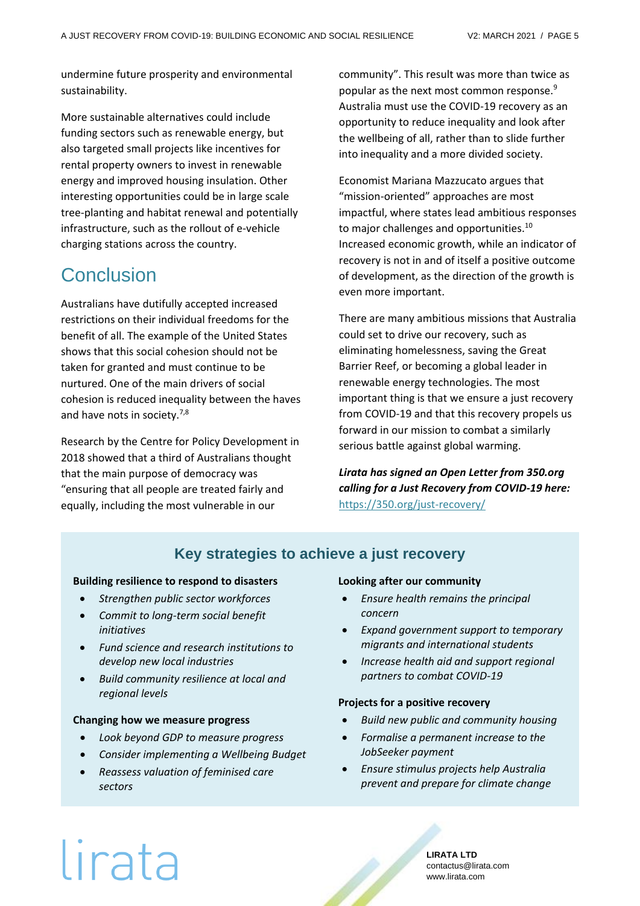undermine future prosperity and environmental sustainability.

More sustainable alternatives could include funding sectors such as renewable energy, but also targeted small projects like incentives for rental property owners to invest in renewable energy and improved housing insulation. Other interesting opportunities could be in large scale tree-planting and habitat renewal and potentially infrastructure, such as the rollout of e-vehicle charging stations across the country.

## Conclusion

Australians have dutifully accepted increased restrictions on their individual freedoms for the benefit of all. The example of the United States shows that this social cohesion should not be taken for granted and must continue to be nurtured. One of the main drivers of social cohesion is reduced inequality between the haves and have nots in society.[7,8]

Research by the Centre for Policy Development in 2018 showed that a third of Australians thought that the main purpose of democracy was "ensuring that all people are treated fairly and equally, including the most vulnerable in our community". This result was more than twice as popular as the next most common response.[9] Australia must use the COVID-19 recovery as an opportunity to reduce inequality and look after the wellbeing of all, rather than to slide further into inequality and a more divided society.

Economist Mariana Mazzucato argues that "mission-oriented" approaches are most impactful, where states lead ambitious responses to major challenges and opportunities.[10] Increased economic growth, while an indicator of recovery is not in and of itself a positive outcome of development, as the direction of the growth is even more important.

There are many ambitious missions that Australia could set to drive our recovery, such as eliminating homelessness, saving the Great Barrier Reef, or becoming a global leader in renewable energy technologies. The most important thing is that we ensure a just recovery from COVID-19 and that this recovery propels us forward in our mission to combat a similarly serious battle against global warming.

***Lirata has signed an Open Letter from 350.org calling for a Just Recovery from COVID-19 here:*** https://350.org/just-recovery/

## Key strategies to achieve a just recovery

**Building resilience to respond to disasters**

- *Strengthen public sector workforces*
- *Commit to long-term social benefit initiatives*
- *Fund science and research institutions to develop new local industries*
- *Build community resilience at local and regional levels*

**Changing how we measure progress**

- *Look beyond GDP to measure progress*
- *Consider implementing a Wellbeing Budget*
- *Reassess valuation of feminised care sectors*

**Looking after our community**

- *Ensure health remains the principal concern*
- *Expand government support to temporary migrants and international students*
- *Increase health aid and support regional partners to combat COVID-19*

**Projects for a positive recovery**

- *Build new public and community housing*
- *Formalise a permanent increase to the JobSeeker payment*
- *Ensure stimulus projects help Australia prevent and prepare for climate change*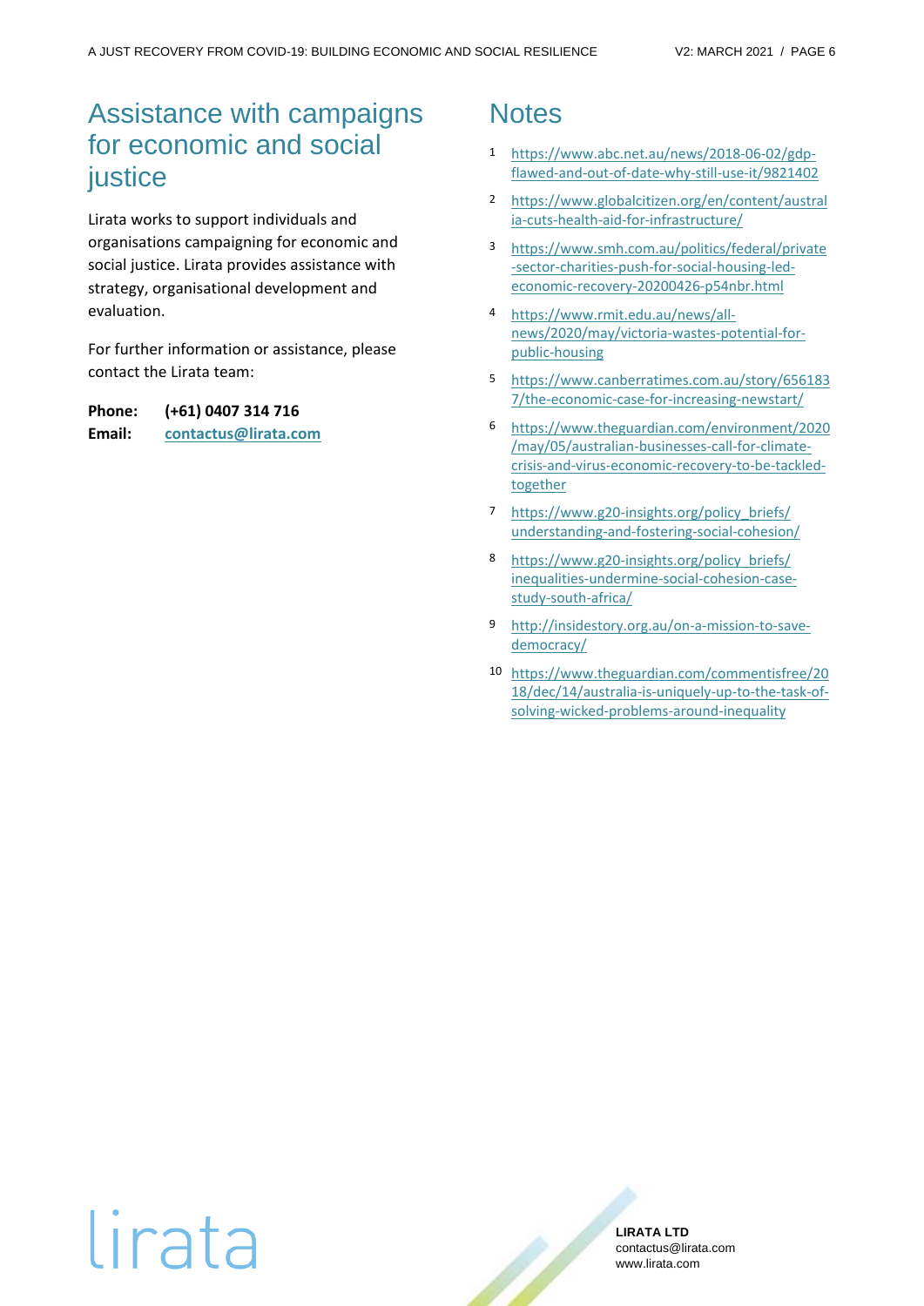## Assistance with campaigns for economic and social justice

Lirata works to support individuals and organisations campaigning for economic and social justice. Lirata provides assistance with strategy, organisational development and evaluation.

For further information or assistance, please contact the Lirata team:

**Phone:** **(+61) 0407 314 716**
**Email:** **contactus@lirata.com**

## Notes

1. https://www.abc.net.au/news/2018-06-02/gdp-flawed-and-out-of-date-why-still-use-it/9821402
2. https://www.globalcitizen.org/en/content/australia-cuts-health-aid-for-infrastructure/
3. https://www.smh.com.au/politics/federal/private-sector-charities-push-for-social-housing-led-economic-recovery-20200426-p54nbr.html
4. https://www.rmit.edu.au/news/all-news/2020/may/victoria-wastes-potential-for-public-housing
5. https://www.canberratimes.com.au/story/6561837/the-economic-case-for-increasing-newstart/
6. https://www.theguardian.com/environment/2020/may/05/australian-businesses-call-for-climate-crisis-and-virus-economic-recovery-to-be-tackled-together
7. https://www.g20-insights.org/policy_briefs/understanding-and-fostering-social-cohesion/
8. https://www.g20-insights.org/policy_briefs/inequalities-undermine-social-cohesion-case-study-south-africa/
9. http://insidestory.org.au/on-a-mission-to-save-democracy/
10. https://www.theguardian.com/commentisfree/2018/dec/14/australia-is-uniquely-up-to-the-task-of-solving-wicked-problems-around-inequality

lirata

**LIRATA LTD**
contactus@lirata.com
www.lirata.com